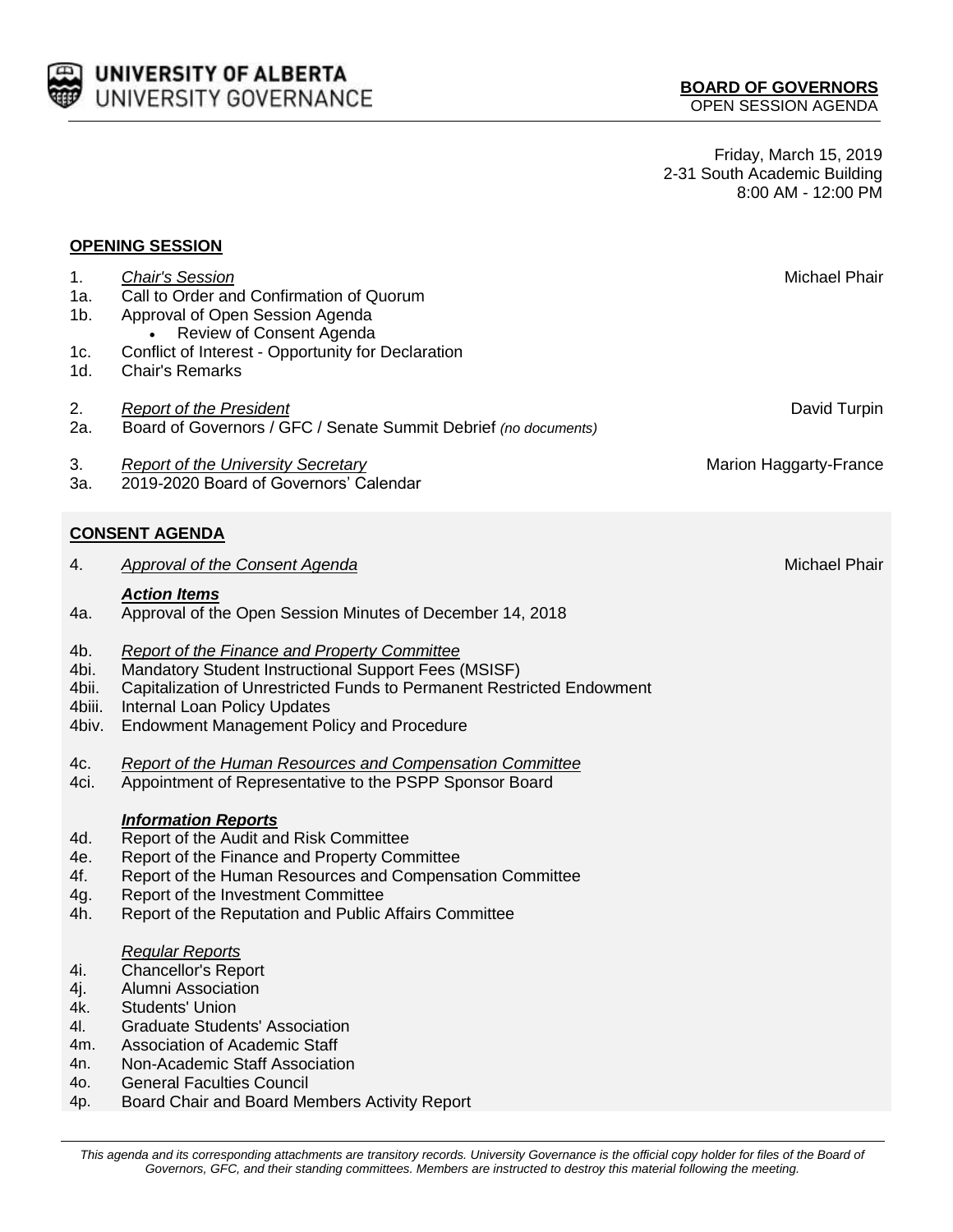**UNIVERSITY OF ALBERTA**
UNIVERSITY GOVERNANCE

**BOARD OF GOVERNORS**
OPEN SESSION AGENDA

Friday, March 15, 2019
2-31 South Academic Building
8:00 AM - 12:00 PM

## OPENING SESSION

1. *Chair's Session* — Michael Phair
1a. Call to Order and Confirmation of Quorum
1b. Approval of Open Session Agenda
   - Review of Consent Agenda
1c. Conflict of Interest - Opportunity for Declaration
1d. Chair's Remarks

2. *Report of the President* — David Turpin
2a. Board of Governors / GFC / Senate Summit Debrief *(no documents)*

3. *Report of the University Secretary* — Marion Haggarty-France
3a. 2019-2020 Board of Governors' Calendar

## CONSENT AGENDA

4. *Approval of the Consent Agenda* — Michael Phair

***Action Items***

4a. Approval of the Open Session Minutes of December 14, 2018

4b. *Report of the Finance and Property Committee*
4bi. Mandatory Student Instructional Support Fees (MSISF)
4bii. Capitalization of Unrestricted Funds to Permanent Restricted Endowment
4biii. Internal Loan Policy Updates
4biv. Endowment Management Policy and Procedure

4c. *Report of the Human Resources and Compensation Committee*
4ci. Appointment of Representative to the PSPP Sponsor Board

***Information Reports***

4d. Report of the Audit and Risk Committee
4e. Report of the Finance and Property Committee
4f. Report of the Human Resources and Compensation Committee
4g. Report of the Investment Committee
4h. Report of the Reputation and Public Affairs Committee

*Regular Reports*

4i. Chancellor's Report
4j. Alumni Association
4k. Students' Union
4l. Graduate Students' Association
4m. Association of Academic Staff
4n. Non-Academic Staff Association
4o. General Faculties Council
4p. Board Chair and Board Members Activity Report

*This agenda and its corresponding attachments are transitory records. University Governance is the official copy holder for files of the Board of Governors, GFC, and their standing committees. Members are instructed to destroy this material following the meeting.*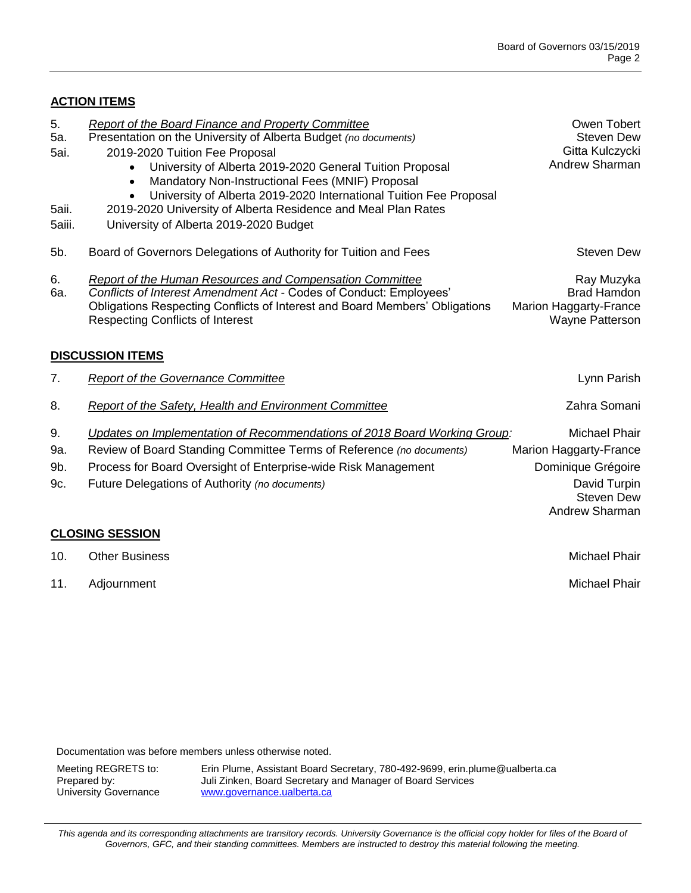## ACTION ITEMS

| | | |
|---|---|---|
| 5. | *Report of the Board Finance and Property Committee* | Owen Tobert |
| 5a. | Presentation on the University of Alberta Budget *(no documents)* | Steven Dew |
| 5ai. | 2019-2020 Tuition Fee Proposal<br>• University of Alberta 2019-2020 General Tuition Proposal<br>• Mandatory Non-Instructional Fees (MNIF) Proposal<br>• University of Alberta 2019-2020 International Tuition Fee Proposal | Gitta Kulczycki<br>Andrew Sharman |
| 5aii. | 2019-2020 University of Alberta Residence and Meal Plan Rates | |
| 5aiii. | University of Alberta 2019-2020 Budget | |
| 5b. | Board of Governors Delegations of Authority for Tuition and Fees | Steven Dew |
| 6. | *Report of the Human Resources and Compensation Committee* | Ray Muzyka |
| 6a. | *Conflicts of Interest Amendment Act* - Codes of Conduct: Employees' Obligations Respecting Conflicts of Interest and Board Members' Obligations Respecting Conflicts of Interest | Brad Hamdon<br>Marion Haggarty-France<br>Wayne Patterson |

## DISCUSSION ITEMS

| | | |
|---|---|---|
| 7. | *Report of the Governance Committee* | Lynn Parish |
| 8. | *Report of the Safety, Health and Environment Committee* | Zahra Somani |
| 9. | *Updates on Implementation of Recommendations of 2018 Board Working Group:* | Michael Phair |
| 9a. | Review of Board Standing Committee Terms of Reference *(no documents)* | Marion Haggarty-France |
| 9b. | Process for Board Oversight of Enterprise-wide Risk Management | Dominique Grégoire |
| 9c. | Future Delegations of Authority *(no documents)* | David Turpin<br>Steven Dew<br>Andrew Sharman |

## CLOSING SESSION

| | | |
|---|---|---|
| 10. | Other Business | Michael Phair |
| 11. | Adjournment | Michael Phair |

Documentation was before members unless otherwise noted.

Meeting REGRETS to: Erin Plume, Assistant Board Secretary, 780-492-9699, erin.plume@ualberta.ca
Prepared by: Juli Zinken, Board Secretary and Manager of Board Services
University Governance www.governance.ualberta.ca

*This agenda and its corresponding attachments are transitory records. University Governance is the official copy holder for files of the Board of Governors, GFC, and their standing committees. Members are instructed to destroy this material following the meeting.*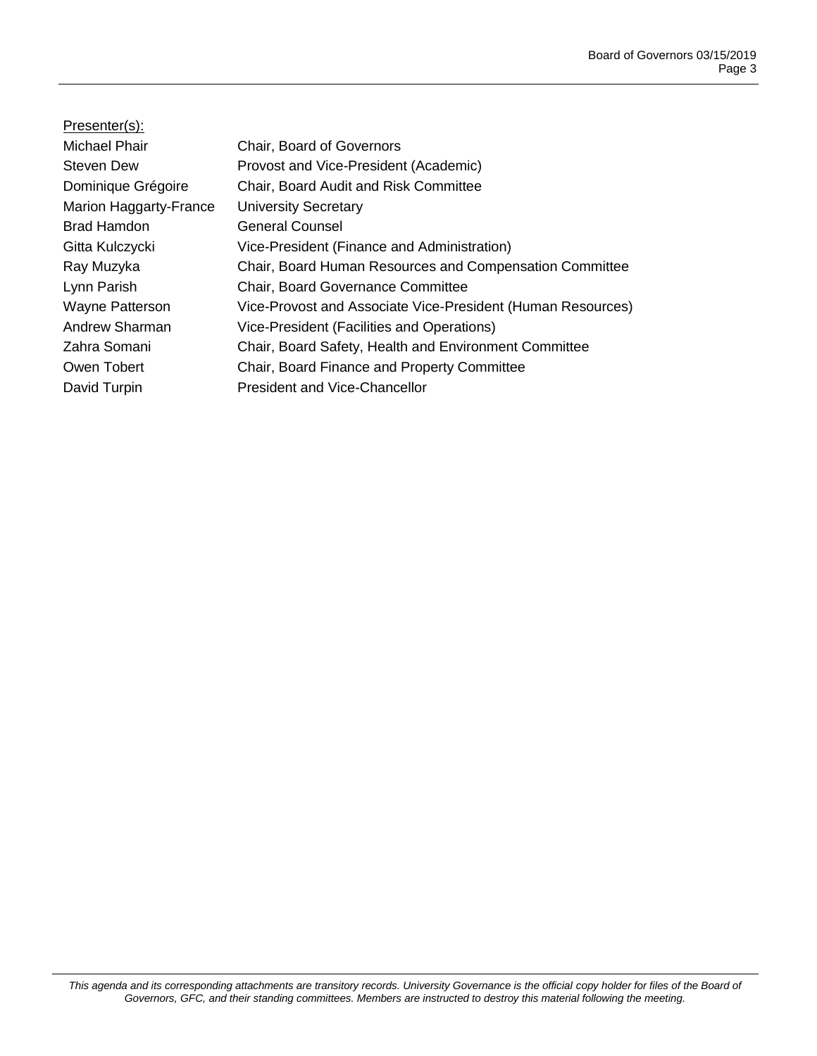<u>Presenter(s):</u>

| | |
|---|---|
| Michael Phair | Chair, Board of Governors |
| Steven Dew | Provost and Vice-President (Academic) |
| Dominique Grégoire | Chair, Board Audit and Risk Committee |
| Marion Haggarty-France | University Secretary |
| Brad Hamdon | General Counsel |
| Gitta Kulczycki | Vice-President (Finance and Administration) |
| Ray Muzyka | Chair, Board Human Resources and Compensation Committee |
| Lynn Parish | Chair, Board Governance Committee |
| Wayne Patterson | Vice-Provost and Associate Vice-President (Human Resources) |
| Andrew Sharman | Vice-President (Facilities and Operations) |
| Zahra Somani | Chair, Board Safety, Health and Environment Committee |
| Owen Tobert | Chair, Board Finance and Property Committee |
| David Turpin | President and Vice-Chancellor |

*This agenda and its corresponding attachments are transitory records. University Governance is the official copy holder for files of the Board of Governors, GFC, and their standing committees. Members are instructed to destroy this material following the meeting.*